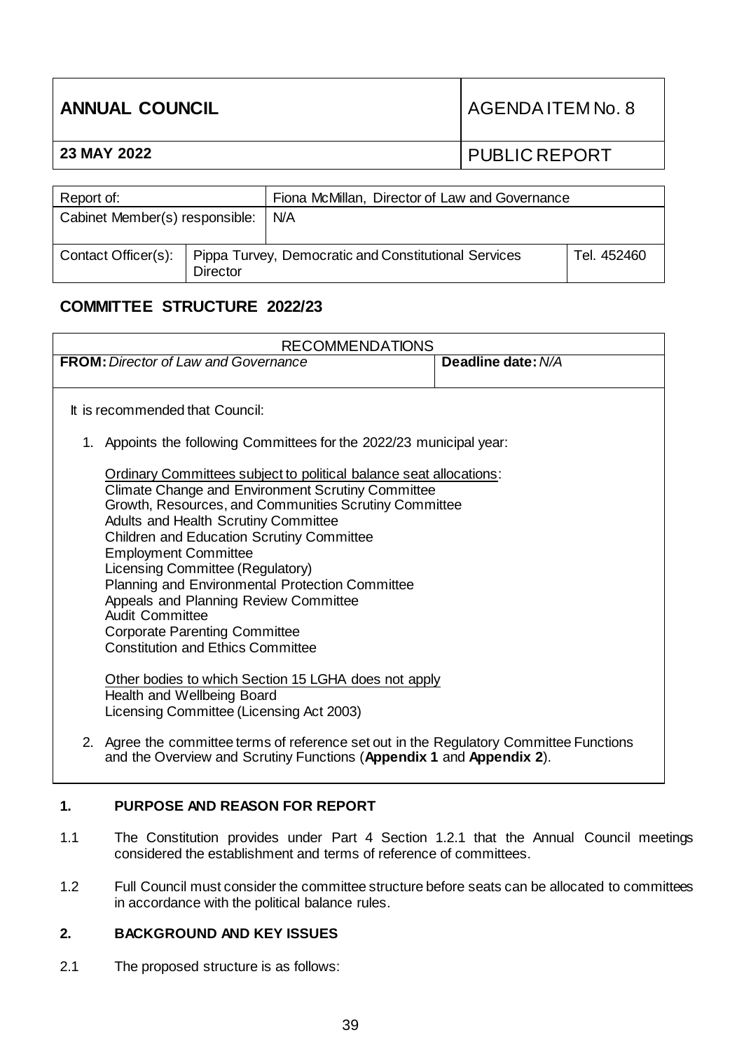| ANNUAL COUNCIL | AGENDA ITEM No. 8 |
|---|---|
| **23 MAY 2022** | PUBLIC REPORT |

| Report of: | | Fiona McMillan, Director of Law and Governance | |
|---|---|---|---|
| Cabinet Member(s) responsible: | | N/A | |
| Contact Officer(s): | Pippa Turvey, Democratic and Constitutional Services Director | | Tel. 452460 |

## COMMITTEE STRUCTURE 2022/23

| RECOMMENDATIONS | |
|---|---|
| **FROM:** *Director of Law and Governance* | **Deadline date:** *N/A* |

It is recommended that Council:

1. Appoints the following Committees for the 2022/23 municipal year:

   Ordinary Committees subject to political balance seat allocations:
   Climate Change and Environment Scrutiny Committee
   Growth, Resources, and Communities Scrutiny Committee
   Adults and Health Scrutiny Committee
   Children and Education Scrutiny Committee
   Employment Committee
   Licensing Committee (Regulatory)
   Planning and Environmental Protection Committee
   Appeals and Planning Review Committee
   Audit Committee
   Corporate Parenting Committee
   Constitution and Ethics Committee

   Other bodies to which Section 15 LGHA does not apply
   Health and Wellbeing Board
   Licensing Committee (Licensing Act 2003)

2. Agree the committee terms of reference set out in the Regulatory Committee Functions and the Overview and Scrutiny Functions (**Appendix 1** and **Appendix 2**).

## 1. PURPOSE AND REASON FOR REPORT

1.1 The Constitution provides under Part 4 Section 1.2.1 that the Annual Council meetings considered the establishment and terms of reference of committees.

1.2 Full Council must consider the committee structure before seats can be allocated to committees in accordance with the political balance rules.

## 2. BACKGROUND AND KEY ISSUES

2.1 The proposed structure is as follows: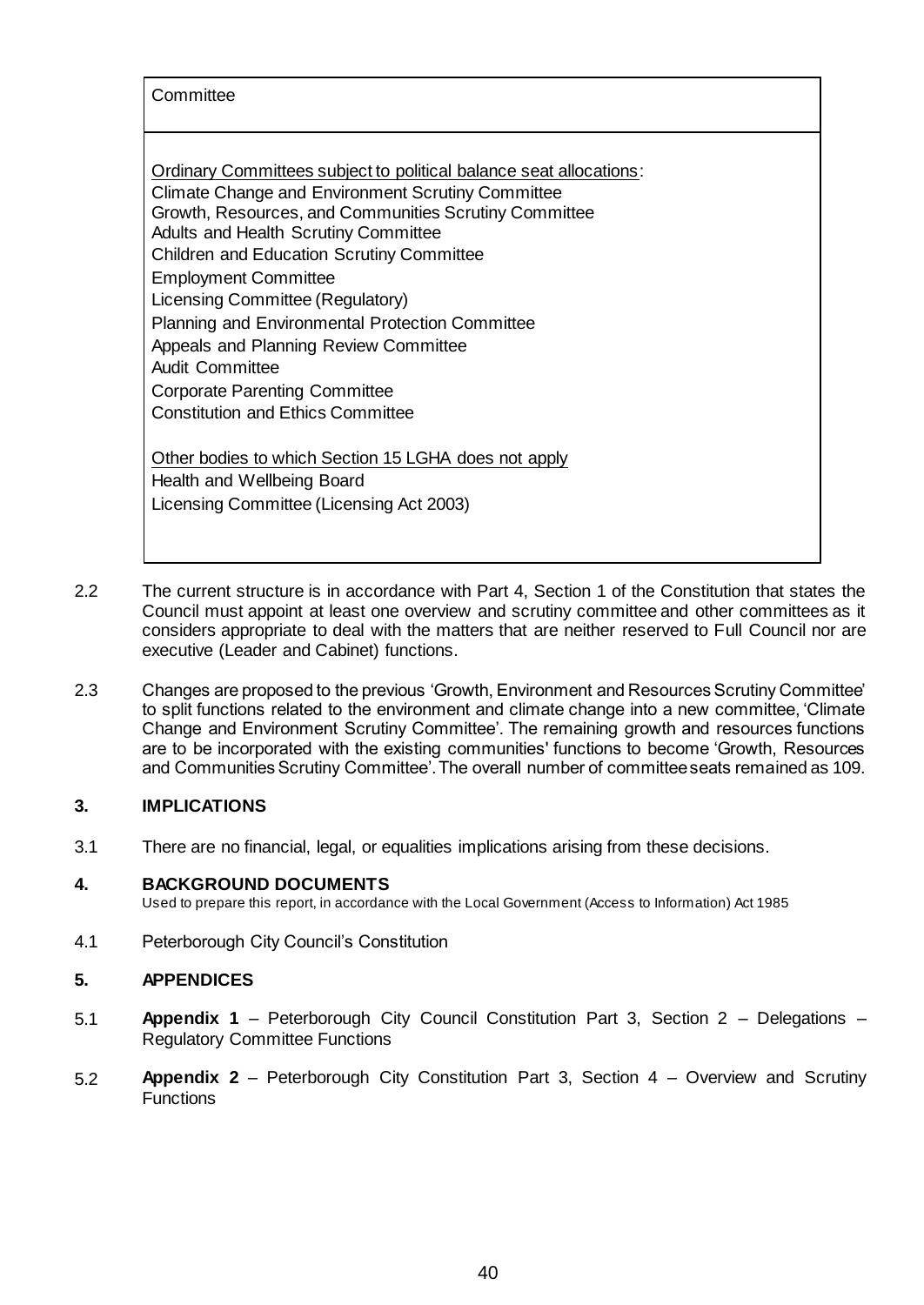| Committee |
| --- |
| Ordinary Committees subject to political balance seat allocations:<br>Climate Change and Environment Scrutiny Committee<br>Growth, Resources, and Communities Scrutiny Committee<br>Adults and Health Scrutiny Committee<br>Children and Education Scrutiny Committee<br>Employment Committee<br>Licensing Committee (Regulatory)<br>Planning and Environmental Protection Committee<br>Appeals and Planning Review Committee<br>Audit Committee<br>Corporate Parenting Committee<br>Constitution and Ethics Committee<br><br>Other bodies to which Section 15 LGHA does not apply<br>Health and Wellbeing Board<br>Licensing Committee (Licensing Act 2003) |

2.2 The current structure is in accordance with Part 4, Section 1 of the Constitution that states the Council must appoint at least one overview and scrutiny committee and other committees as it considers appropriate to deal with the matters that are neither reserved to Full Council nor are executive (Leader and Cabinet) functions.

2.3 Changes are proposed to the previous 'Growth, Environment and Resources Scrutiny Committee' to split functions related to the environment and climate change into a new committee, 'Climate Change and Environment Scrutiny Committee'. The remaining growth and resources functions are to be incorporated with the existing communities' functions to become 'Growth, Resources and Communities Scrutiny Committee'. The overall number of committee seats remained as 109.

## 3. IMPLICATIONS

3.1 There are no financial, legal, or equalities implications arising from these decisions.

## 4. BACKGROUND DOCUMENTS

Used to prepare this report, in accordance with the Local Government (Access to Information) Act 1985

4.1 Peterborough City Council's Constitution

## 5. APPENDICES

5.1 **Appendix 1** – Peterborough City Council Constitution Part 3, Section 2 – Delegations – Regulatory Committee Functions

5.2 **Appendix 2** – Peterborough City Constitution Part 3, Section 4 – Overview and Scrutiny Functions